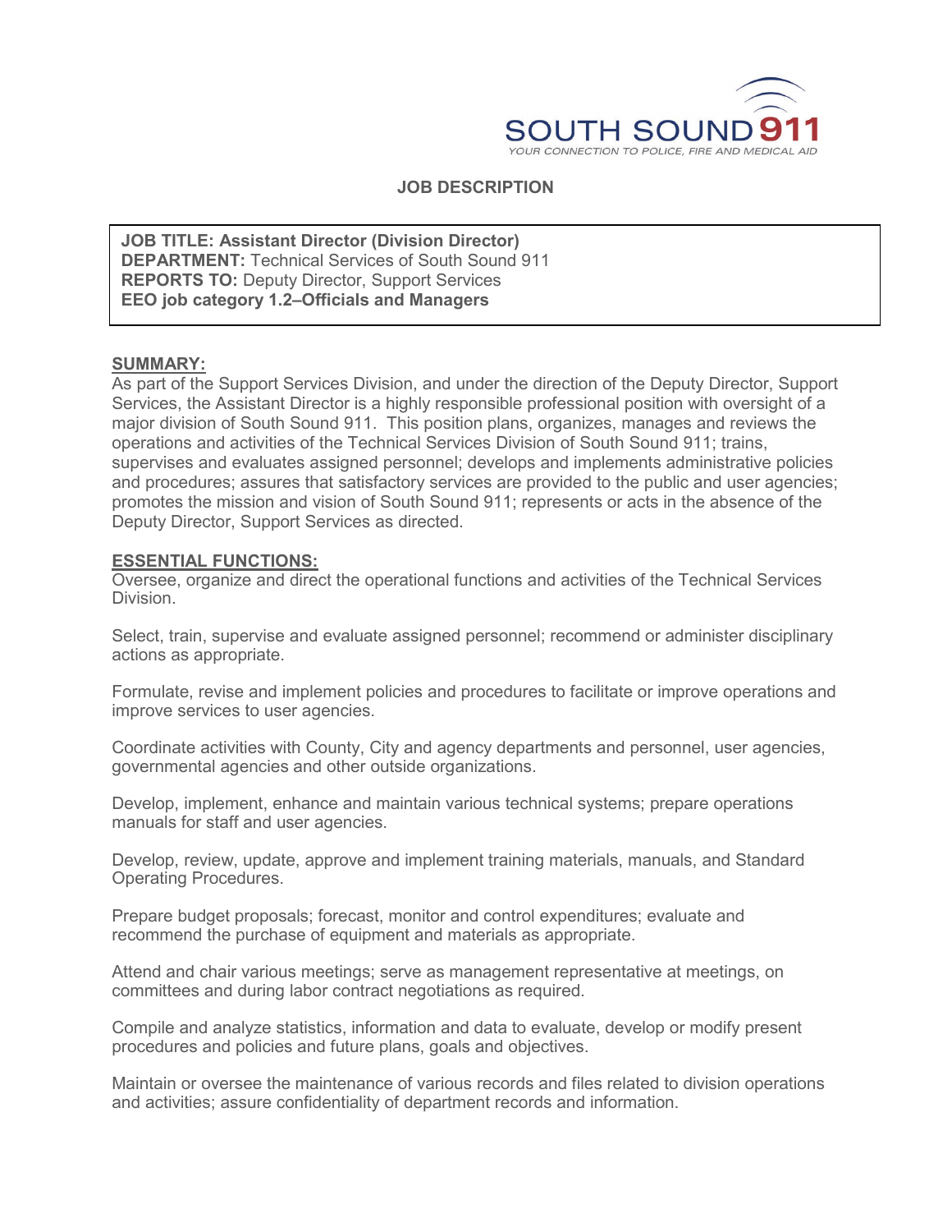SOUTH SOUND 911

YOUR CONNECTION TO POLICE, FIRE AND MEDICAL AID

# JOB DESCRIPTION

**JOB TITLE: Assistant Director (Division Director)**
**DEPARTMENT:** Technical Services of South Sound 911
**REPORTS TO:** Deputy Director, Support Services
**EEO job category 1.2–Officials and Managers**

## SUMMARY:

As part of the Support Services Division, and under the direction of the Deputy Director, Support Services, the Assistant Director is a highly responsible professional position with oversight of a major division of South Sound 911. This position plans, organizes, manages and reviews the operations and activities of the Technical Services Division of South Sound 911; trains, supervises and evaluates assigned personnel; develops and implements administrative policies and procedures; assures that satisfactory services are provided to the public and user agencies; promotes the mission and vision of South Sound 911; represents or acts in the absence of the Deputy Director, Support Services as directed.

## ESSENTIAL FUNCTIONS:

Oversee, organize and direct the operational functions and activities of the Technical Services Division.

Select, train, supervise and evaluate assigned personnel; recommend or administer disciplinary actions as appropriate.

Formulate, revise and implement policies and procedures to facilitate or improve operations and improve services to user agencies.

Coordinate activities with County, City and agency departments and personnel, user agencies, governmental agencies and other outside organizations.

Develop, implement, enhance and maintain various technical systems; prepare operations manuals for staff and user agencies.

Develop, review, update, approve and implement training materials, manuals, and Standard Operating Procedures.

Prepare budget proposals; forecast, monitor and control expenditures; evaluate and recommend the purchase of equipment and materials as appropriate.

Attend and chair various meetings; serve as management representative at meetings, on committees and during labor contract negotiations as required.

Compile and analyze statistics, information and data to evaluate, develop or modify present procedures and policies and future plans, goals and objectives.

Maintain or oversee the maintenance of various records and files related to division operations and activities; assure confidentiality of department records and information.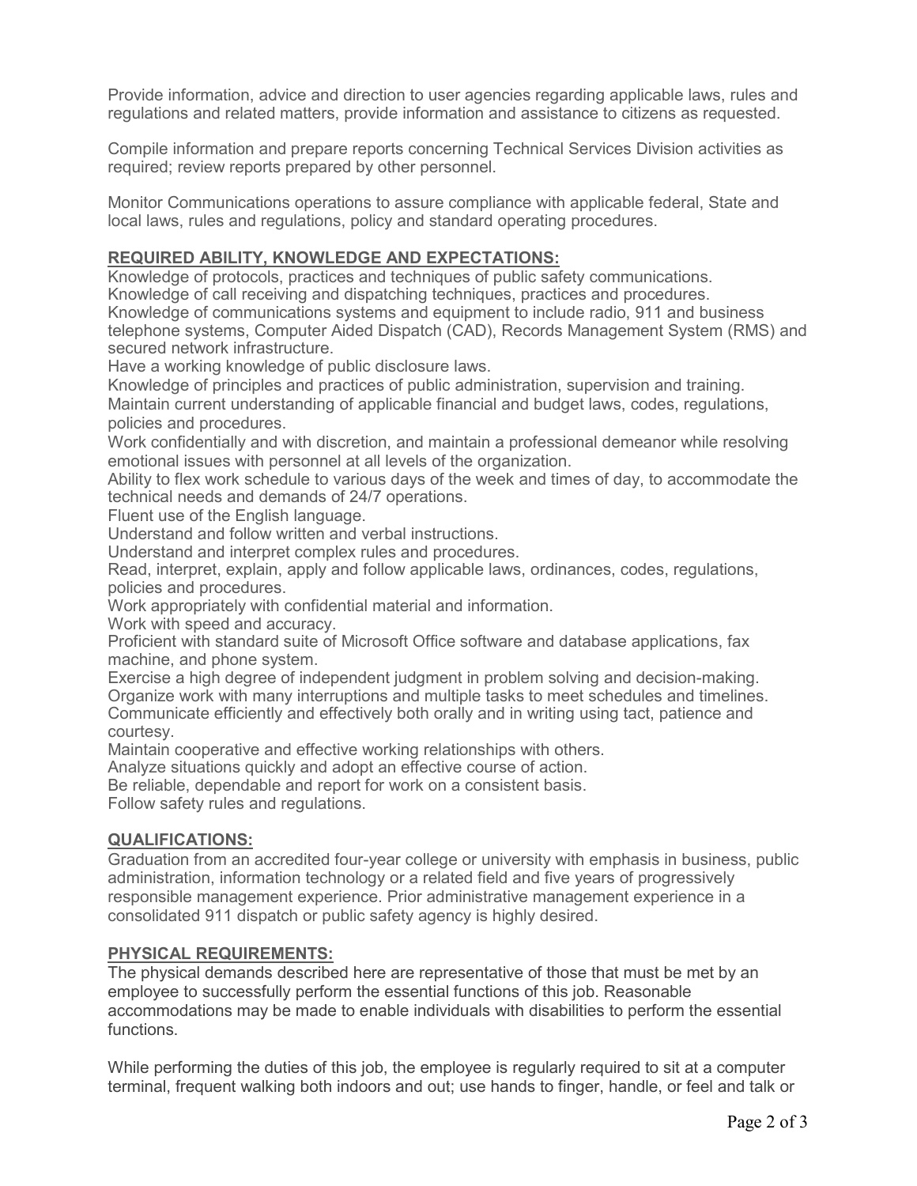Provide information, advice and direction to user agencies regarding applicable laws, rules and regulations and related matters, provide information and assistance to citizens as requested.

Compile information and prepare reports concerning Technical Services Division activities as required; review reports prepared by other personnel.

Monitor Communications operations to assure compliance with applicable federal, State and local laws, rules and regulations, policy and standard operating procedures.

## REQUIRED ABILITY, KNOWLEDGE AND EXPECTATIONS:

Knowledge of protocols, practices and techniques of public safety communications.
Knowledge of call receiving and dispatching techniques, practices and procedures.
Knowledge of communications systems and equipment to include radio, 911 and business telephone systems, Computer Aided Dispatch (CAD), Records Management System (RMS) and secured network infrastructure.
Have a working knowledge of public disclosure laws.
Knowledge of principles and practices of public administration, supervision and training.
Maintain current understanding of applicable financial and budget laws, codes, regulations, policies and procedures.
Work confidentially and with discretion, and maintain a professional demeanor while resolving emotional issues with personnel at all levels of the organization.
Ability to flex work schedule to various days of the week and times of day, to accommodate the technical needs and demands of 24/7 operations.
Fluent use of the English language.
Understand and follow written and verbal instructions.
Understand and interpret complex rules and procedures.
Read, interpret, explain, apply and follow applicable laws, ordinances, codes, regulations, policies and procedures.
Work appropriately with confidential material and information.
Work with speed and accuracy.
Proficient with standard suite of Microsoft Office software and database applications, fax machine, and phone system.
Exercise a high degree of independent judgment in problem solving and decision-making.
Organize work with many interruptions and multiple tasks to meet schedules and timelines.
Communicate efficiently and effectively both orally and in writing using tact, patience and courtesy.
Maintain cooperative and effective working relationships with others.
Analyze situations quickly and adopt an effective course of action.
Be reliable, dependable and report for work on a consistent basis.
Follow safety rules and regulations.

## QUALIFICATIONS:

Graduation from an accredited four-year college or university with emphasis in business, public administration, information technology or a related field and five years of progressively responsible management experience. Prior administrative management experience in a consolidated 911 dispatch or public safety agency is highly desired.

## PHYSICAL REQUIREMENTS:

The physical demands described here are representative of those that must be met by an employee to successfully perform the essential functions of this job. Reasonable accommodations may be made to enable individuals with disabilities to perform the essential functions.

While performing the duties of this job, the employee is regularly required to sit at a computer terminal, frequent walking both indoors and out; use hands to finger, handle, or feel and talk or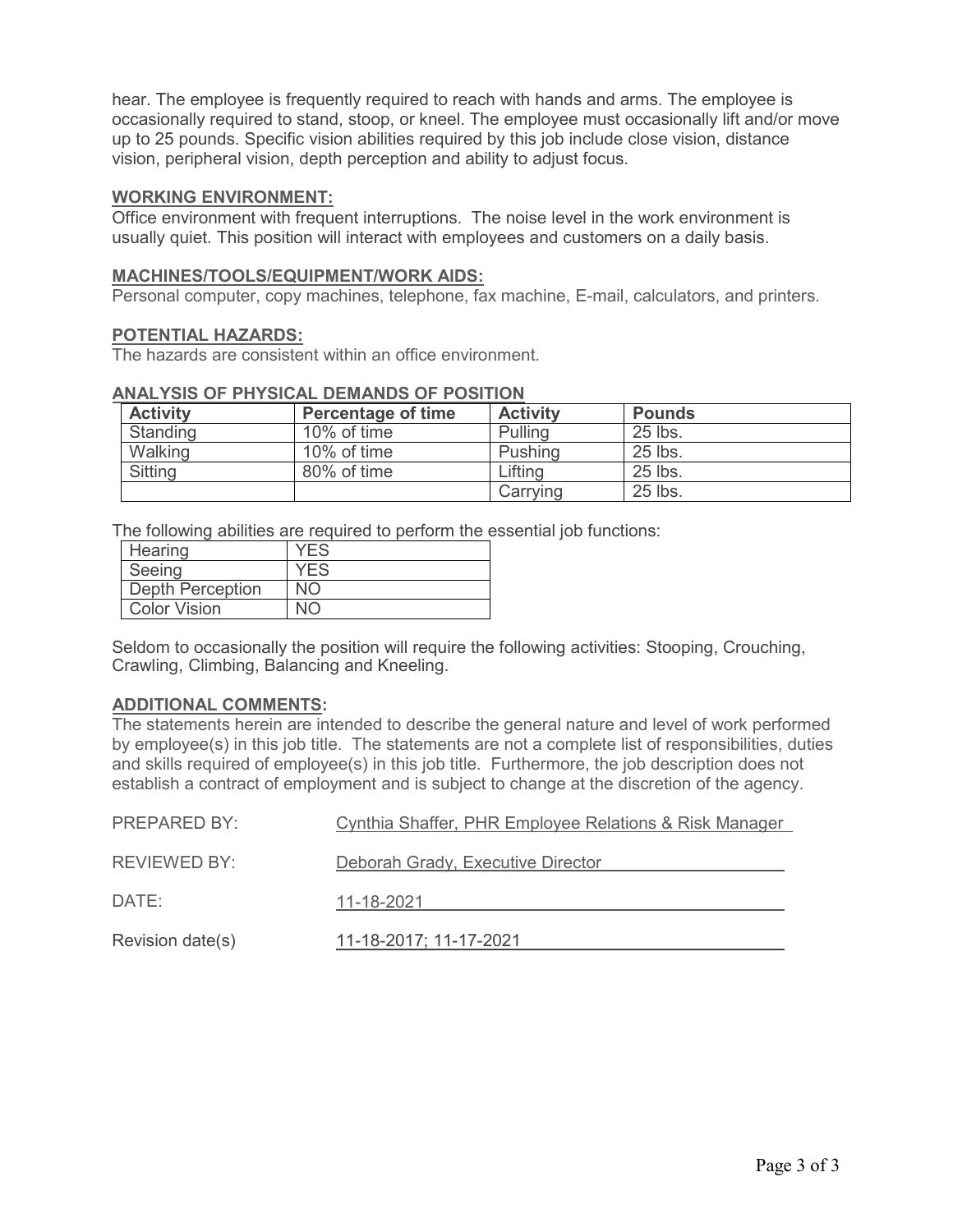hear. The employee is frequently required to reach with hands and arms. The employee is occasionally required to stand, stoop, or kneel. The employee must occasionally lift and/or move up to 25 pounds. Specific vision abilities required by this job include close vision, distance vision, peripheral vision, depth perception and ability to adjust focus.

## WORKING ENVIRONMENT:

Office environment with frequent interruptions. The noise level in the work environment is usually quiet. This position will interact with employees and customers on a daily basis.

## MACHINES/TOOLS/EQUIPMENT/WORK AIDS:

Personal computer, copy machines, telephone, fax machine, E-mail, calculators, and printers.

## POTENTIAL HAZARDS:

The hazards are consistent within an office environment.

## ANALYSIS OF PHYSICAL DEMANDS OF POSITION

| Activity | Percentage of time | Activity | Pounds |
|---|---|---|---|
| Standing | 10% of time | Pulling | 25 lbs. |
| Walking | 10% of time | Pushing | 25 lbs. |
| Sitting | 80% of time | Lifting | 25 lbs. |
| | | Carrying | 25 lbs. |

The following abilities are required to perform the essential job functions:

| | |
|---|---|
| Hearing | YES |
| Seeing | YES |
| Depth Perception | NO |
| Color Vision | NO |

Seldom to occasionally the position will require the following activities: Stooping, Crouching, Crawling, Climbing, Balancing and Kneeling.

## ADDITIONAL COMMENTS:

The statements herein are intended to describe the general nature and level of work performed by employee(s) in this job title. The statements are not a complete list of responsibilities, duties and skills required of employee(s) in this job title. Furthermore, the job description does not establish a contract of employment and is subject to change at the discretion of the agency.

PREPARED BY: Cynthia Shaffer, PHR Employee Relations & Risk Manager

REVIEWED BY: Deborah Grady, Executive Director

DATE: 11-18-2021

Revision date(s) 11-18-2017; 11-17-2021